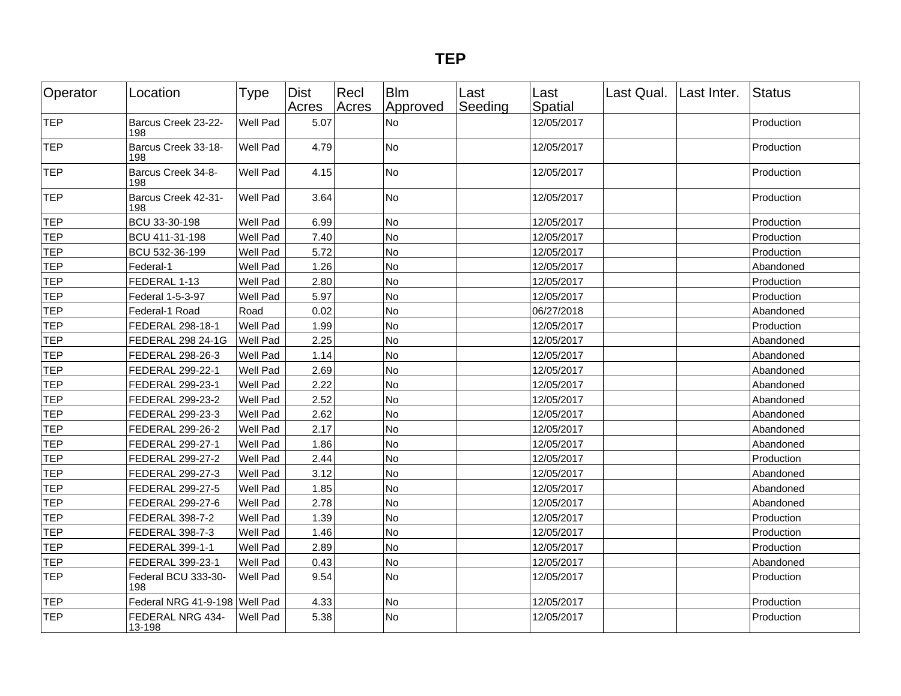# TEP

| Operator | Location | Type | Dist Acres | Recl Acres | Blm Approved | Last Seeding | Last Spatial | Last Qual. | Last Inter. | Status |
|---|---|---|---|---|---|---|---|---|---|---|
| TEP | Barcus Creek 23-22-198 | Well Pad | 5.07 | | No | | 12/05/2017 | | | Production |
| TEP | Barcus Creek 33-18-198 | Well Pad | 4.79 | | No | | 12/05/2017 | | | Production |
| TEP | Barcus Creek 34-8-198 | Well Pad | 4.15 | | No | | 12/05/2017 | | | Production |
| TEP | Barcus Creek 42-31-198 | Well Pad | 3.64 | | No | | 12/05/2017 | | | Production |
| TEP | BCU 33-30-198 | Well Pad | 6.99 | | No | | 12/05/2017 | | | Production |
| TEP | BCU 411-31-198 | Well Pad | 7.40 | | No | | 12/05/2017 | | | Production |
| TEP | BCU 532-36-199 | Well Pad | 5.72 | | No | | 12/05/2017 | | | Production |
| TEP | Federal-1 | Well Pad | 1.26 | | No | | 12/05/2017 | | | Abandoned |
| TEP | FEDERAL 1-13 | Well Pad | 2.80 | | No | | 12/05/2017 | | | Production |
| TEP | Federal 1-5-3-97 | Well Pad | 5.97 | | No | | 12/05/2017 | | | Production |
| TEP | Federal-1 Road | Road | 0.02 | | No | | 06/27/2018 | | | Abandoned |
| TEP | FEDERAL 298-18-1 | Well Pad | 1.99 | | No | | 12/05/2017 | | | Production |
| TEP | FEDERAL 298 24-1G | Well Pad | 2.25 | | No | | 12/05/2017 | | | Abandoned |
| TEP | FEDERAL 298-26-3 | Well Pad | 1.14 | | No | | 12/05/2017 | | | Abandoned |
| TEP | FEDERAL 299-22-1 | Well Pad | 2.69 | | No | | 12/05/2017 | | | Abandoned |
| TEP | FEDERAL 299-23-1 | Well Pad | 2.22 | | No | | 12/05/2017 | | | Abandoned |
| TEP | FEDERAL 299-23-2 | Well Pad | 2.52 | | No | | 12/05/2017 | | | Abandoned |
| TEP | FEDERAL 299-23-3 | Well Pad | 2.62 | | No | | 12/05/2017 | | | Abandoned |
| TEP | FEDERAL 299-26-2 | Well Pad | 2.17 | | No | | 12/05/2017 | | | Abandoned |
| TEP | FEDERAL 299-27-1 | Well Pad | 1.86 | | No | | 12/05/2017 | | | Abandoned |
| TEP | FEDERAL 299-27-2 | Well Pad | 2.44 | | No | | 12/05/2017 | | | Production |
| TEP | FEDERAL 299-27-3 | Well Pad | 3.12 | | No | | 12/05/2017 | | | Abandoned |
| TEP | FEDERAL 299-27-5 | Well Pad | 1.85 | | No | | 12/05/2017 | | | Abandoned |
| TEP | FEDERAL 299-27-6 | Well Pad | 2.78 | | No | | 12/05/2017 | | | Abandoned |
| TEP | FEDERAL 398-7-2 | Well Pad | 1.39 | | No | | 12/05/2017 | | | Production |
| TEP | FEDERAL 398-7-3 | Well Pad | 1.46 | | No | | 12/05/2017 | | | Production |
| TEP | FEDERAL 399-1-1 | Well Pad | 2.89 | | No | | 12/05/2017 | | | Production |
| TEP | FEDERAL 399-23-1 | Well Pad | 0.43 | | No | | 12/05/2017 | | | Abandoned |
| TEP | Federal BCU 333-30-198 | Well Pad | 9.54 | | No | | 12/05/2017 | | | Production |
| TEP | Federal NRG 41-9-198 | Well Pad | 4.33 | | No | | 12/05/2017 | | | Production |
| TEP | FEDERAL NRG 434-13-198 | Well Pad | 5.38 | | No | | 12/05/2017 | | | Production |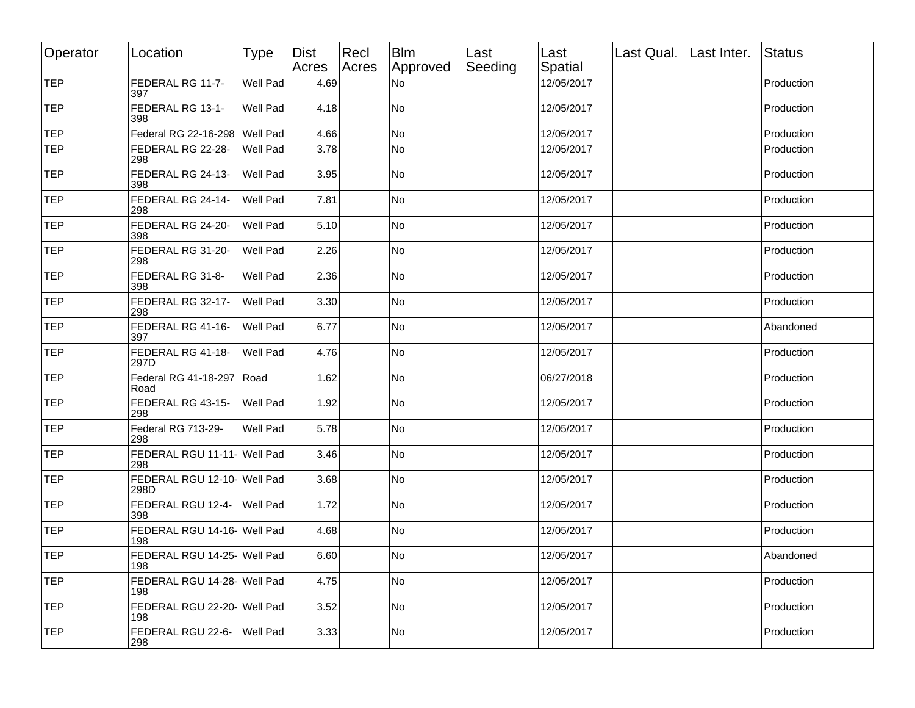| Operator | Location | Type | Dist Acres | Recl Acres | Blm Approved | Last Seeding | Last Spatial | Last Qual. | Last Inter. | Status |
|---|---|---|---|---|---|---|---|---|---|---|
| TEP | FEDERAL RG 11-7-397 | Well Pad | 4.69 | | No | | 12/05/2017 | | | Production |
| TEP | FEDERAL RG 13-1-398 | Well Pad | 4.18 | | No | | 12/05/2017 | | | Production |
| TEP | Federal RG 22-16-298 | Well Pad | 4.66 | | No | | 12/05/2017 | | | Production |
| TEP | FEDERAL RG 22-28-298 | Well Pad | 3.78 | | No | | 12/05/2017 | | | Production |
| TEP | FEDERAL RG 24-13-398 | Well Pad | 3.95 | | No | | 12/05/2017 | | | Production |
| TEP | FEDERAL RG 24-14-298 | Well Pad | 7.81 | | No | | 12/05/2017 | | | Production |
| TEP | FEDERAL RG 24-20-398 | Well Pad | 5.10 | | No | | 12/05/2017 | | | Production |
| TEP | FEDERAL RG 31-20-298 | Well Pad | 2.26 | | No | | 12/05/2017 | | | Production |
| TEP | FEDERAL RG 31-8-398 | Well Pad | 2.36 | | No | | 12/05/2017 | | | Production |
| TEP | FEDERAL RG 32-17-298 | Well Pad | 3.30 | | No | | 12/05/2017 | | | Production |
| TEP | FEDERAL RG 41-16-397 | Well Pad | 6.77 | | No | | 12/05/2017 | | | Abandoned |
| TEP | FEDERAL RG 41-18-297D | Well Pad | 4.76 | | No | | 12/05/2017 | | | Production |
| TEP | Federal RG 41-18-297 Road | Road | 1.62 | | No | | 06/27/2018 | | | Production |
| TEP | FEDERAL RG 43-15-298 | Well Pad | 1.92 | | No | | 12/05/2017 | | | Production |
| TEP | Federal RG 713-29-298 | Well Pad | 5.78 | | No | | 12/05/2017 | | | Production |
| TEP | FEDERAL RGU 11-11-298 | Well Pad | 3.46 | | No | | 12/05/2017 | | | Production |
| TEP | FEDERAL RGU 12-10-298D | Well Pad | 3.68 | | No | | 12/05/2017 | | | Production |
| TEP | FEDERAL RGU 12-4-398 | Well Pad | 1.72 | | No | | 12/05/2017 | | | Production |
| TEP | FEDERAL RGU 14-16-198 | Well Pad | 4.68 | | No | | 12/05/2017 | | | Production |
| TEP | FEDERAL RGU 14-25-198 | Well Pad | 6.60 | | No | | 12/05/2017 | | | Abandoned |
| TEP | FEDERAL RGU 14-28-198 | Well Pad | 4.75 | | No | | 12/05/2017 | | | Production |
| TEP | FEDERAL RGU 22-20-198 | Well Pad | 3.52 | | No | | 12/05/2017 | | | Production |
| TEP | FEDERAL RGU 22-6-298 | Well Pad | 3.33 | | No | | 12/05/2017 | | | Production |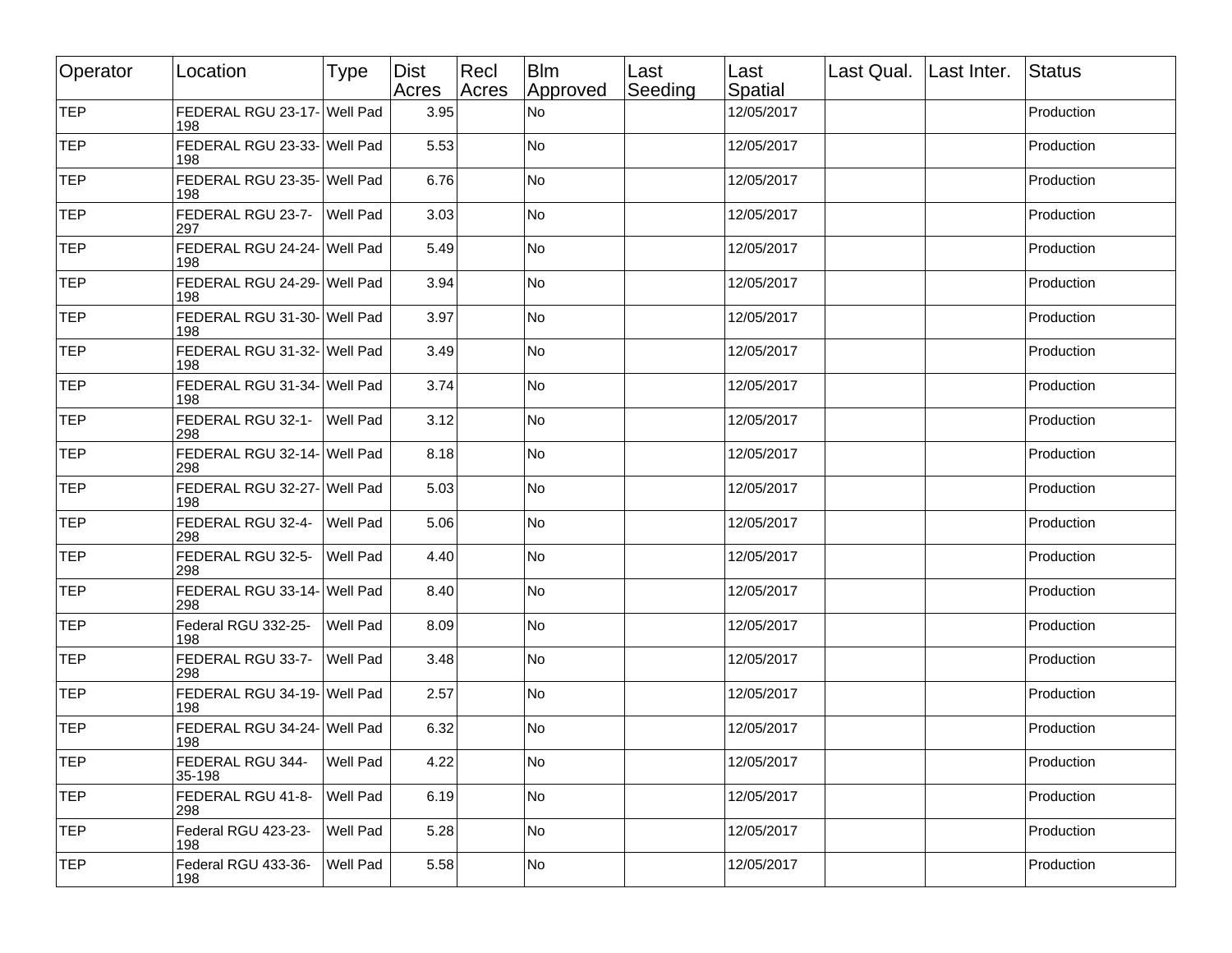| Operator | Location | Type | Dist Acres | Recl Acres | Blm Approved | Last Seeding | Last Spatial | Last Qual. | Last Inter. | Status |
|---|---|---|---|---|---|---|---|---|---|---|
| TEP | FEDERAL RGU 23-17-198 | Well Pad | 3.95 | | No | | 12/05/2017 | | | Production |
| TEP | FEDERAL RGU 23-33-198 | Well Pad | 5.53 | | No | | 12/05/2017 | | | Production |
| TEP | FEDERAL RGU 23-35-198 | Well Pad | 6.76 | | No | | 12/05/2017 | | | Production |
| TEP | FEDERAL RGU 23-7-297 | Well Pad | 3.03 | | No | | 12/05/2017 | | | Production |
| TEP | FEDERAL RGU 24-24-198 | Well Pad | 5.49 | | No | | 12/05/2017 | | | Production |
| TEP | FEDERAL RGU 24-29-198 | Well Pad | 3.94 | | No | | 12/05/2017 | | | Production |
| TEP | FEDERAL RGU 31-30-198 | Well Pad | 3.97 | | No | | 12/05/2017 | | | Production |
| TEP | FEDERAL RGU 31-32-198 | Well Pad | 3.49 | | No | | 12/05/2017 | | | Production |
| TEP | FEDERAL RGU 31-34-198 | Well Pad | 3.74 | | No | | 12/05/2017 | | | Production |
| TEP | FEDERAL RGU 32-1-298 | Well Pad | 3.12 | | No | | 12/05/2017 | | | Production |
| TEP | FEDERAL RGU 32-14-298 | Well Pad | 8.18 | | No | | 12/05/2017 | | | Production |
| TEP | FEDERAL RGU 32-27-198 | Well Pad | 5.03 | | No | | 12/05/2017 | | | Production |
| TEP | FEDERAL RGU 32-4-298 | Well Pad | 5.06 | | No | | 12/05/2017 | | | Production |
| TEP | FEDERAL RGU 32-5-298 | Well Pad | 4.40 | | No | | 12/05/2017 | | | Production |
| TEP | FEDERAL RGU 33-14-298 | Well Pad | 8.40 | | No | | 12/05/2017 | | | Production |
| TEP | Federal RGU 332-25-198 | Well Pad | 8.09 | | No | | 12/05/2017 | | | Production |
| TEP | FEDERAL RGU 33-7-298 | Well Pad | 3.48 | | No | | 12/05/2017 | | | Production |
| TEP | FEDERAL RGU 34-19-198 | Well Pad | 2.57 | | No | | 12/05/2017 | | | Production |
| TEP | FEDERAL RGU 34-24-198 | Well Pad | 6.32 | | No | | 12/05/2017 | | | Production |
| TEP | FEDERAL RGU 344-35-198 | Well Pad | 4.22 | | No | | 12/05/2017 | | | Production |
| TEP | FEDERAL RGU 41-8-298 | Well Pad | 6.19 | | No | | 12/05/2017 | | | Production |
| TEP | Federal RGU 423-23-198 | Well Pad | 5.28 | | No | | 12/05/2017 | | | Production |
| TEP | Federal RGU 433-36-198 | Well Pad | 5.58 | | No | | 12/05/2017 | | | Production |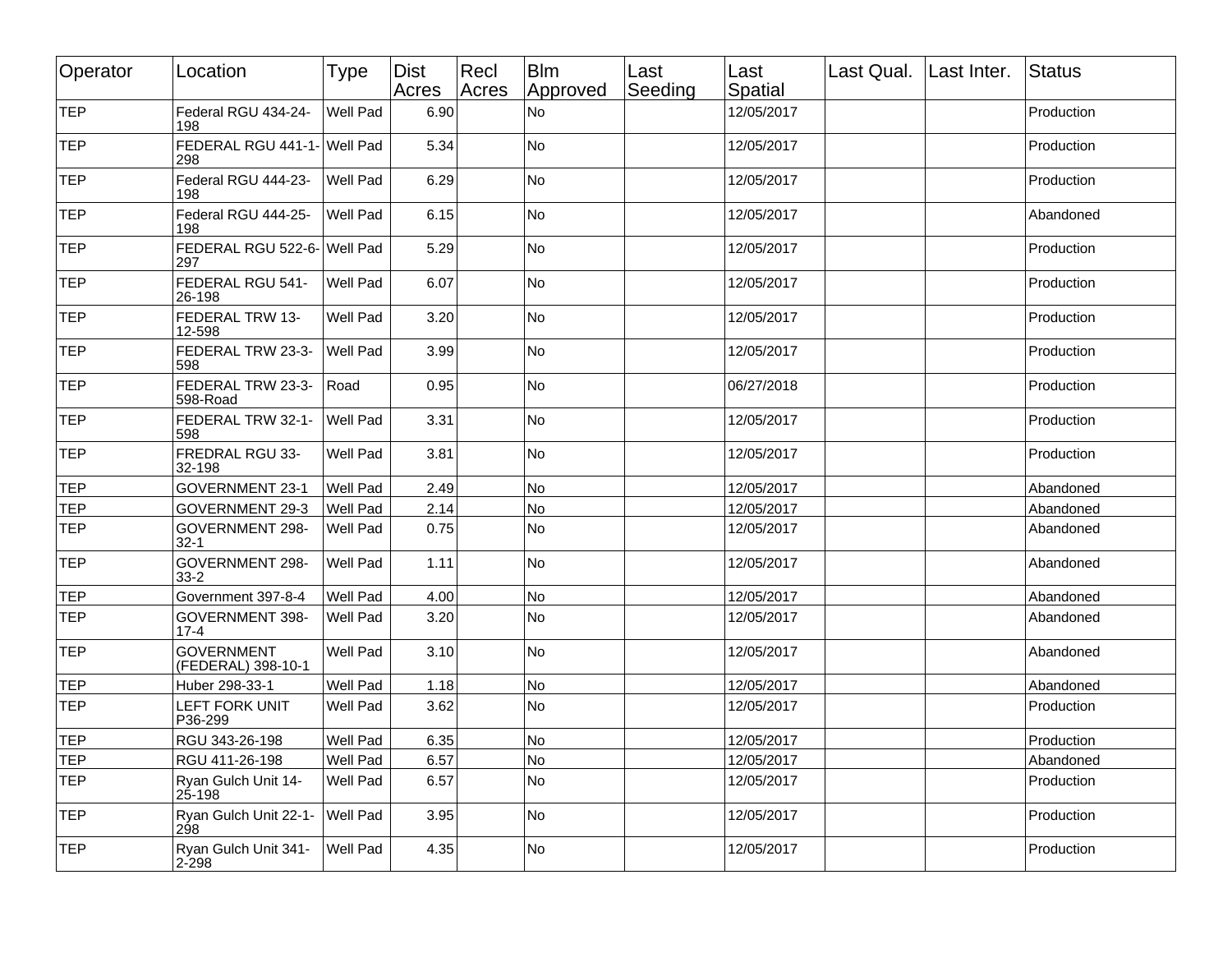| Operator | Location | Type | Dist Acres | Recl Acres | Blm Approved | Last Seeding | Last Spatial | Last Qual. | Last Inter. | Status |
|---|---|---|---|---|---|---|---|---|---|---|
| TEP | Federal RGU 434-24-198 | Well Pad | 6.90 | | No | | 12/05/2017 | | | Production |
| TEP | FEDERAL RGU 441-1-298 | Well Pad | 5.34 | | No | | 12/05/2017 | | | Production |
| TEP | Federal RGU 444-23-198 | Well Pad | 6.29 | | No | | 12/05/2017 | | | Production |
| TEP | Federal RGU 444-25-198 | Well Pad | 6.15 | | No | | 12/05/2017 | | | Abandoned |
| TEP | FEDERAL RGU 522-6-297 | Well Pad | 5.29 | | No | | 12/05/2017 | | | Production |
| TEP | FEDERAL RGU 541-26-198 | Well Pad | 6.07 | | No | | 12/05/2017 | | | Production |
| TEP | FEDERAL TRW 13-12-598 | Well Pad | 3.20 | | No | | 12/05/2017 | | | Production |
| TEP | FEDERAL TRW 23-3-598 | Well Pad | 3.99 | | No | | 12/05/2017 | | | Production |
| TEP | FEDERAL TRW 23-3-598-Road | Road | 0.95 | | No | | 06/27/2018 | | | Production |
| TEP | FEDERAL TRW 32-1-598 | Well Pad | 3.31 | | No | | 12/05/2017 | | | Production |
| TEP | FREDRAL RGU 33-32-198 | Well Pad | 3.81 | | No | | 12/05/2017 | | | Production |
| TEP | GOVERNMENT 23-1 | Well Pad | 2.49 | | No | | 12/05/2017 | | | Abandoned |
| TEP | GOVERNMENT 29-3 | Well Pad | 2.14 | | No | | 12/05/2017 | | | Abandoned |
| TEP | GOVERNMENT 298-32-1 | Well Pad | 0.75 | | No | | 12/05/2017 | | | Abandoned |
| TEP | GOVERNMENT 298-33-2 | Well Pad | 1.11 | | No | | 12/05/2017 | | | Abandoned |
| TEP | Government 397-8-4 | Well Pad | 4.00 | | No | | 12/05/2017 | | | Abandoned |
| TEP | GOVERNMENT 398-17-4 | Well Pad | 3.20 | | No | | 12/05/2017 | | | Abandoned |
| TEP | GOVERNMENT (FEDERAL) 398-10-1 | Well Pad | 3.10 | | No | | 12/05/2017 | | | Abandoned |
| TEP | Huber 298-33-1 | Well Pad | 1.18 | | No | | 12/05/2017 | | | Abandoned |
| TEP | LEFT FORK UNIT P36-299 | Well Pad | 3.62 | | No | | 12/05/2017 | | | Production |
| TEP | RGU 343-26-198 | Well Pad | 6.35 | | No | | 12/05/2017 | | | Production |
| TEP | RGU 411-26-198 | Well Pad | 6.57 | | No | | 12/05/2017 | | | Abandoned |
| TEP | Ryan Gulch Unit 14-25-198 | Well Pad | 6.57 | | No | | 12/05/2017 | | | Production |
| TEP | Ryan Gulch Unit 22-1-298 | Well Pad | 3.95 | | No | | 12/05/2017 | | | Production |
| TEP | Ryan Gulch Unit 341-2-298 | Well Pad | 4.35 | | No | | 12/05/2017 | | | Production |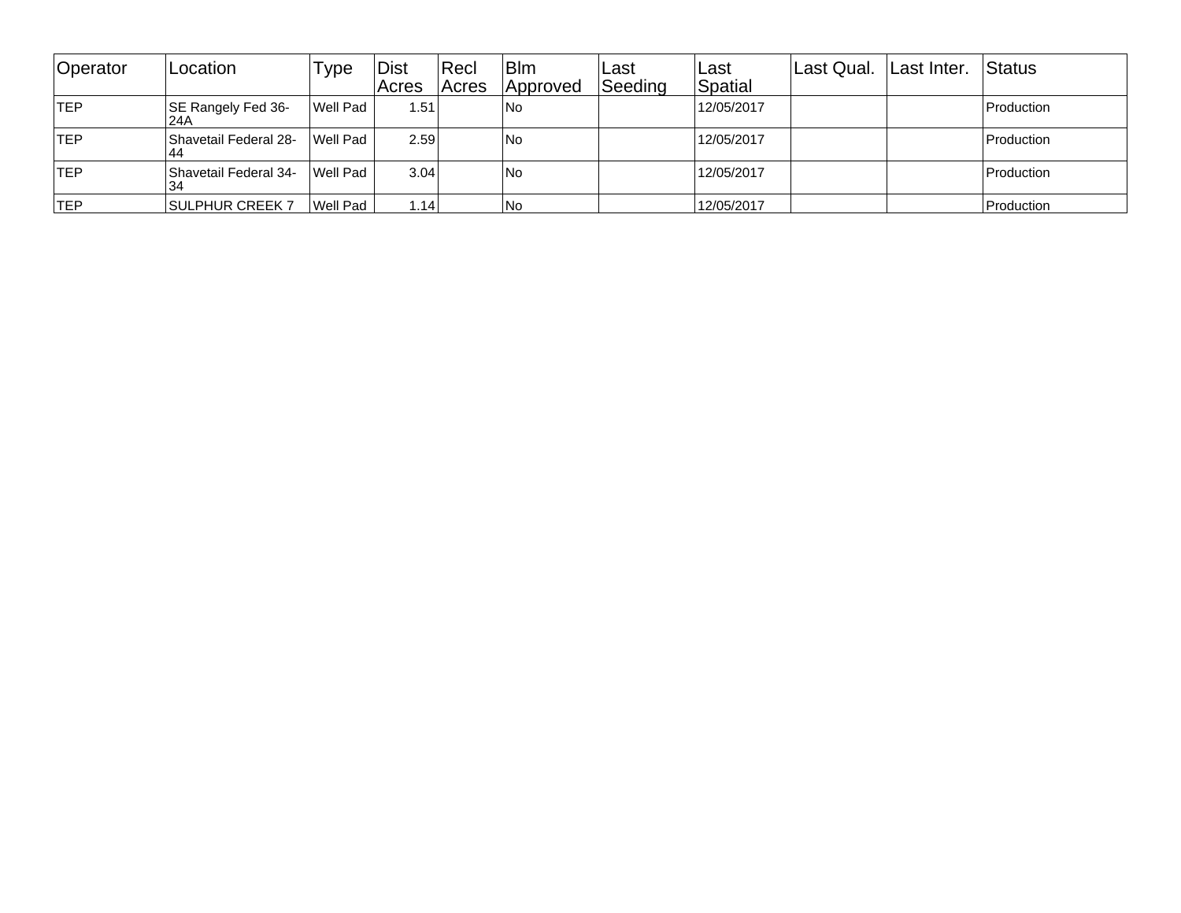| Operator | Location | Type | Dist Acres | Recl Acres | Blm Approved | Last Seeding | Last Spatial | Last Qual. | Last Inter. | Status |
|---|---|---|---|---|---|---|---|---|---|---|
| TEP | SE Rangely Fed 36-24A | Well Pad | 1.51 | | No | | 12/05/2017 | | | Production |
| TEP | Shavetail Federal 28-44 | Well Pad | 2.59 | | No | | 12/05/2017 | | | Production |
| TEP | Shavetail Federal 34-34 | Well Pad | 3.04 | | No | | 12/05/2017 | | | Production |
| TEP | SULPHUR CREEK 7 | Well Pad | 1.14 | | No | | 12/05/2017 | | | Production |